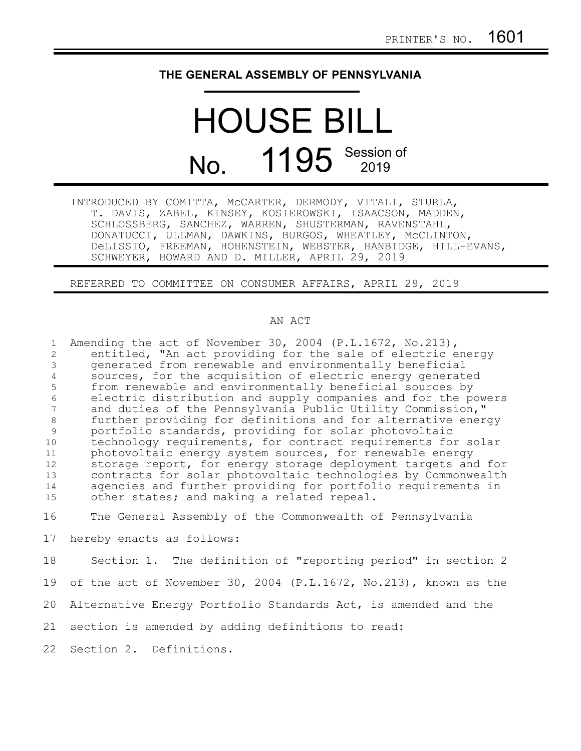PRINTER'S NO. 1601

# THE GENERAL ASSEMBLY OF PENNSYLVANIA

# HOUSE BILL

## No. 1195 Session of 2019

INTRODUCED BY COMITTA, McCARTER, DERMODY, VITALI, STURLA, T. DAVIS, ZABEL, KINSEY, KOSIEROWSKI, ISAACSON, MADDEN, SCHLOSSBERG, SANCHEZ, WARREN, SHUSTERMAN, RAVENSTAHL, DONATUCCI, ULLMAN, DAWKINS, BURGOS, WHEATLEY, McCLINTON, DeLISSIO, FREEMAN, HOHENSTEIN, WEBSTER, HANBIDGE, HILL-EVANS, SCHWEYER, HOWARD AND D. MILLER, APRIL 29, 2019

REFERRED TO COMMITTEE ON CONSUMER AFFAIRS, APRIL 29, 2019

AN ACT

Amending the act of November 30, 2004 (P.L.1672, No.213), entitled, "An act providing for the sale of electric energy generated from renewable and environmentally beneficial sources, for the acquisition of electric energy generated from renewable and environmentally beneficial sources by electric distribution and supply companies and for the powers and duties of the Pennsylvania Public Utility Commission," further providing for definitions and for alternative energy portfolio standards, providing for solar photovoltaic technology requirements, for contract requirements for solar photovoltaic energy system sources, for renewable energy storage report, for energy storage deployment targets and for contracts for solar photovoltaic technologies by Commonwealth agencies and further providing for portfolio requirements in other states; and making a related repeal.

The General Assembly of the Commonwealth of Pennsylvania hereby enacts as follows:

Section 1. The definition of "reporting period" in section 2 of the act of November 30, 2004 (P.L.1672, No.213), known as the Alternative Energy Portfolio Standards Act, is amended and the section is amended by adding definitions to read:

Section 2. Definitions.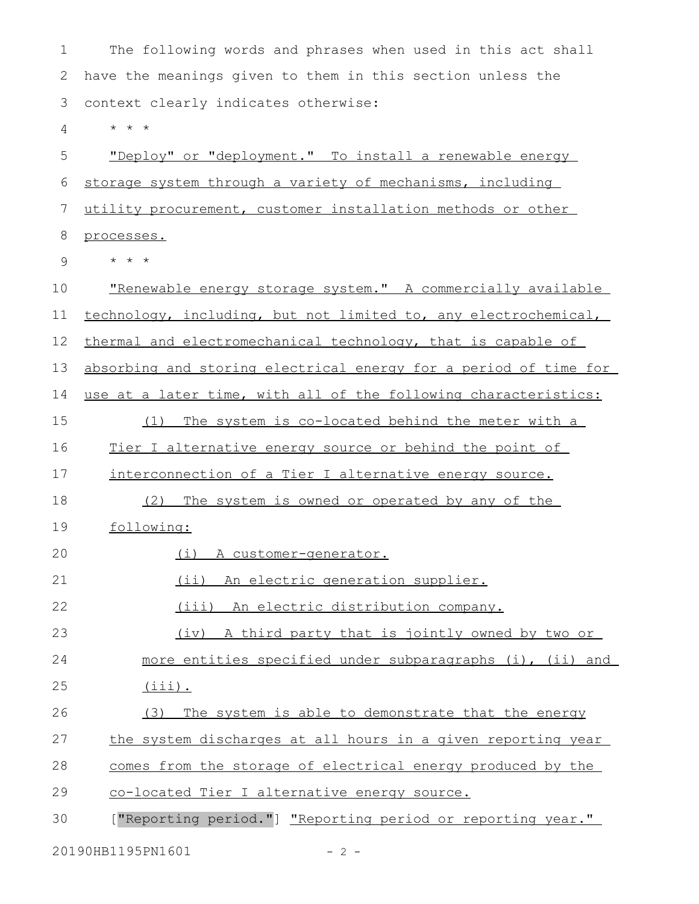The following words and phrases when used in this act shall have the meanings given to them in this section unless the context clearly indicates otherwise:

* * *

"Deploy" or "deployment." To install a renewable energy storage system through a variety of mechanisms, including utility procurement, customer installation methods or other processes.

* * *

"Renewable energy storage system." A commercially available technology, including, but not limited to, any electrochemical, thermal and electromechanical technology, that is capable of absorbing and storing electrical energy for a period of time for use at a later time, with all of the following characteristics:

(1) The system is co-located behind the meter with a Tier I alternative energy source or behind the point of interconnection of a Tier I alternative energy source.

(2) The system is owned or operated by any of the following:

(i) A customer-generator.

(ii) An electric generation supplier.

(iii) An electric distribution company.

(iv) A third party that is jointly owned by two or more entities specified under subparagraphs (i), (ii) and (iii).

(3) The system is able to demonstrate that the energy the system discharges at all hours in a given reporting year comes from the storage of electrical energy produced by the co-located Tier I alternative energy source.

["Reporting period."] "Reporting period or reporting year."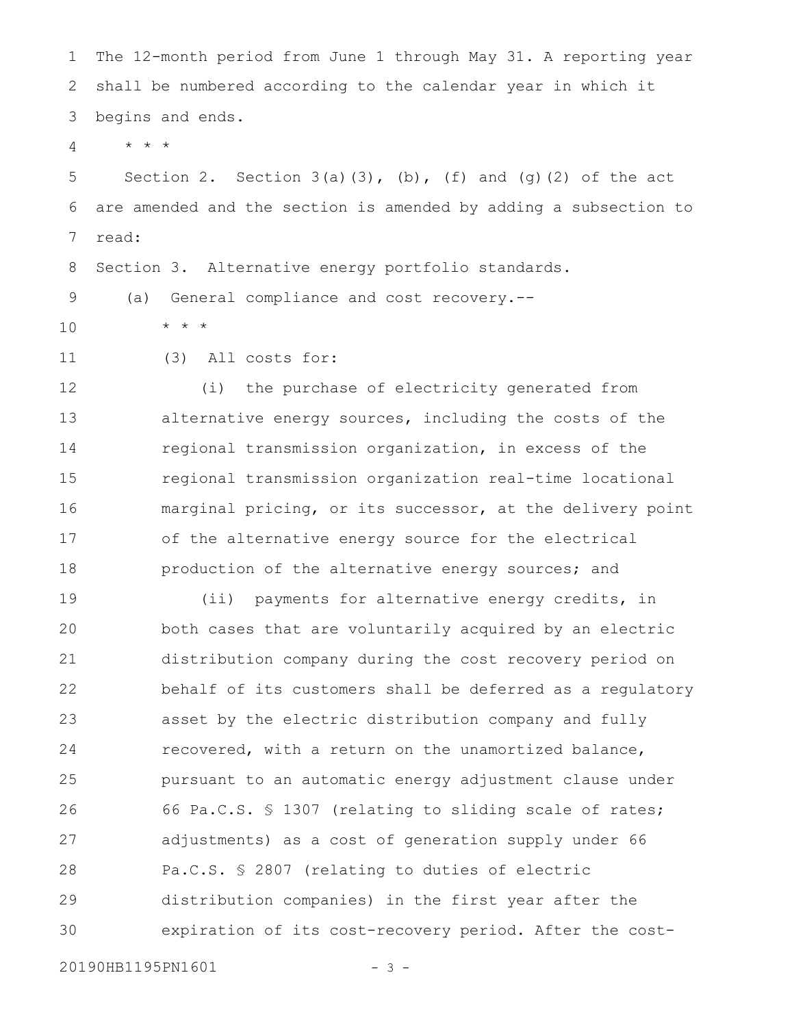The 12-month period from June 1 through May 31. A reporting year shall be numbered according to the calendar year in which it begins and ends.

\* \* \*

Section 2. Section 3(a)(3), (b), (f) and (g)(2) of the act are amended and the section is amended by adding a subsection to read:

Section 3. Alternative energy portfolio standards.

(a) General compliance and cost recovery.--

\* \* \*

(3) All costs for:

(i) the purchase of electricity generated from alternative energy sources, including the costs of the regional transmission organization, in excess of the regional transmission organization real-time locational marginal pricing, or its successor, at the delivery point of the alternative energy source for the electrical production of the alternative energy sources; and

(ii) payments for alternative energy credits, in both cases that are voluntarily acquired by an electric distribution company during the cost recovery period on behalf of its customers shall be deferred as a regulatory asset by the electric distribution company and fully recovered, with a return on the unamortized balance, pursuant to an automatic energy adjustment clause under 66 Pa.C.S. § 1307 (relating to sliding scale of rates; adjustments) as a cost of generation supply under 66 Pa.C.S. § 2807 (relating to duties of electric distribution companies) in the first year after the expiration of its cost-recovery period. After the cost-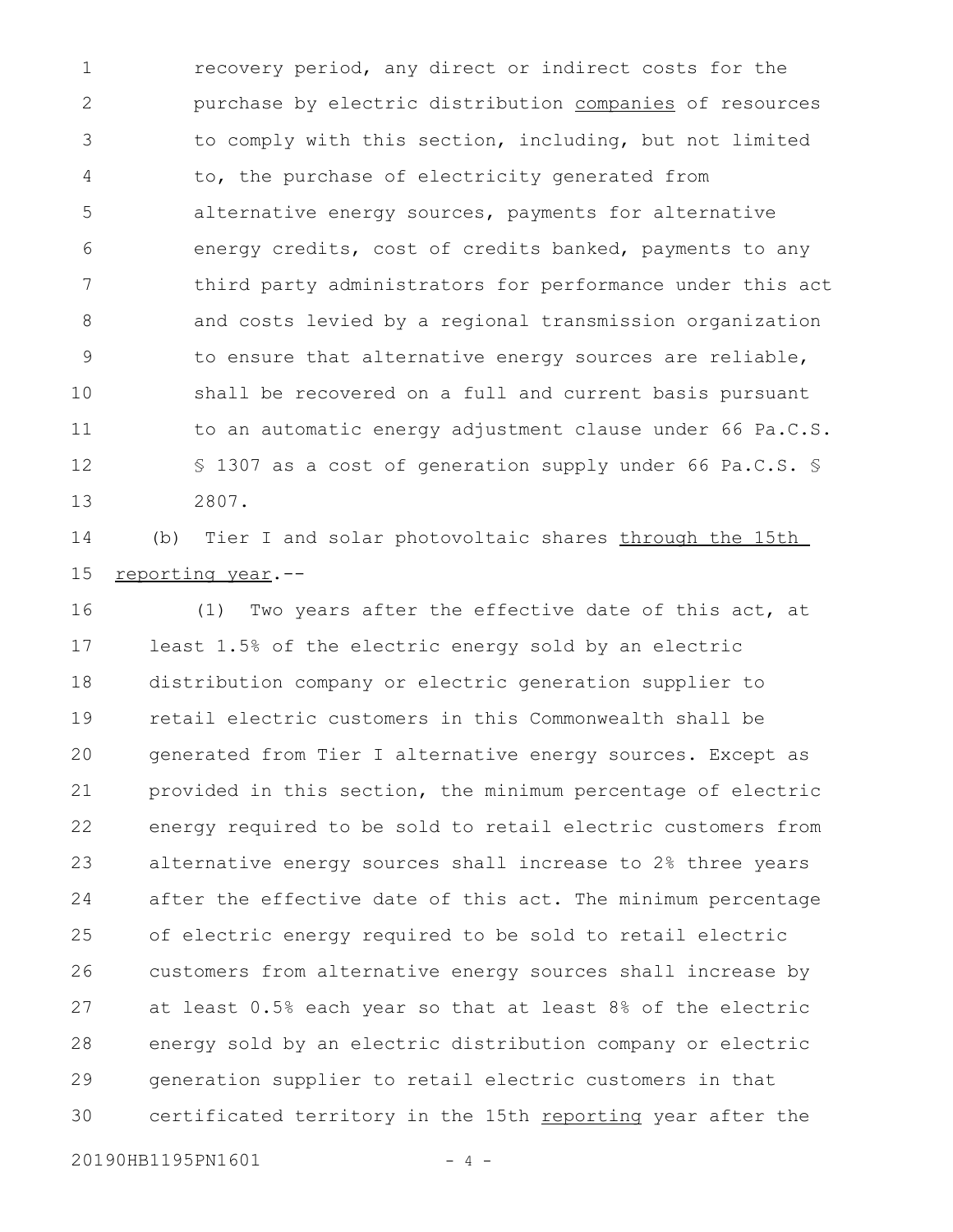recovery period, any direct or indirect costs for the purchase by electric distribution companies of resources to comply with this section, including, but not limited to, the purchase of electricity generated from alternative energy sources, payments for alternative energy credits, cost of credits banked, payments to any third party administrators for performance under this act and costs levied by a regional transmission organization to ensure that alternative energy sources are reliable, shall be recovered on a full and current basis pursuant to an automatic energy adjustment clause under 66 Pa.C.S. § 1307 as a cost of generation supply under 66 Pa.C.S. § 2807.

(b) Tier I and solar photovoltaic shares through the 15th reporting year.--

(1) Two years after the effective date of this act, at least 1.5% of the electric energy sold by an electric distribution company or electric generation supplier to retail electric customers in this Commonwealth shall be generated from Tier I alternative energy sources. Except as provided in this section, the minimum percentage of electric energy required to be sold to retail electric customers from alternative energy sources shall increase to 2% three years after the effective date of this act. The minimum percentage of electric energy required to be sold to retail electric customers from alternative energy sources shall increase by at least 0.5% each year so that at least 8% of the electric energy sold by an electric distribution company or electric generation supplier to retail electric customers in that certificated territory in the 15th reporting year after the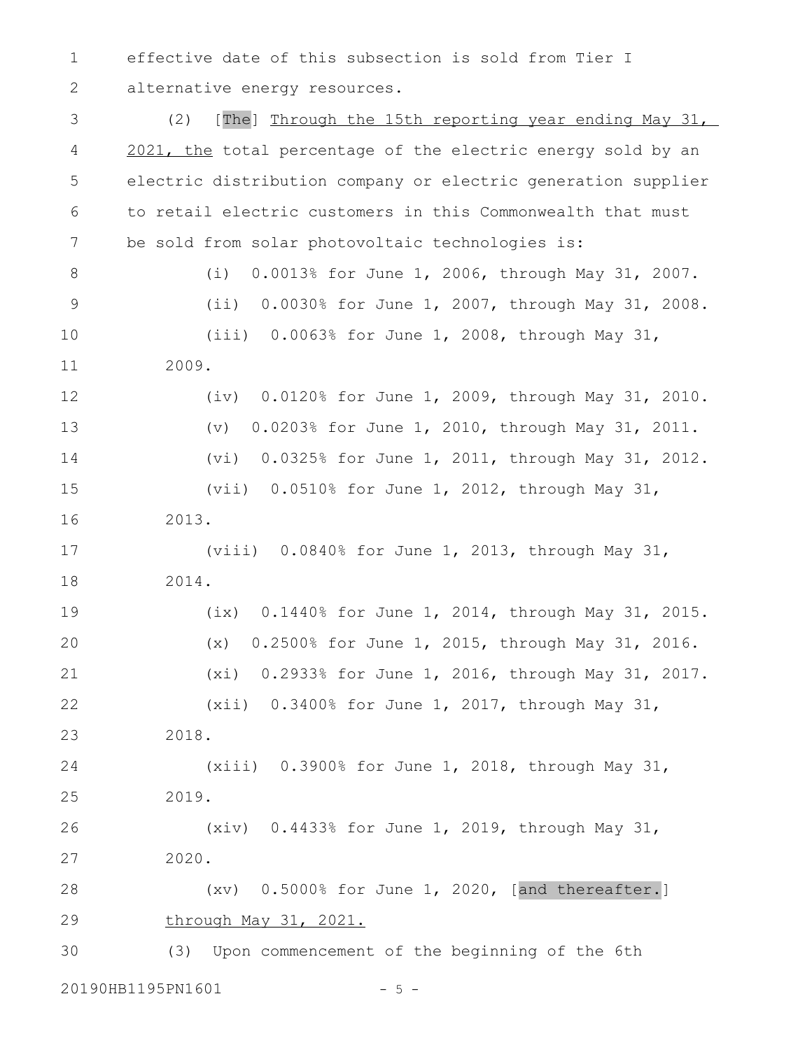effective date of this subsection is sold from Tier I alternative energy resources.

(2) [The] Through the 15th reporting year ending May 31, 2021, the total percentage of the electric energy sold by an electric distribution company or electric generation supplier to retail electric customers in this Commonwealth that must be sold from solar photovoltaic technologies is:

(i) 0.0013% for June 1, 2006, through May 31, 2007.

(ii) 0.0030% for June 1, 2007, through May 31, 2008.

(iii) 0.0063% for June 1, 2008, through May 31, 2009.

(iv) 0.0120% for June 1, 2009, through May 31, 2010.

(v) 0.0203% for June 1, 2010, through May 31, 2011.

(vi) 0.0325% for June 1, 2011, through May 31, 2012.

(vii) 0.0510% for June 1, 2012, through May 31, 2013.

(viii) 0.0840% for June 1, 2013, through May 31, 2014.

(ix) 0.1440% for June 1, 2014, through May 31, 2015.

(x) 0.2500% for June 1, 2015, through May 31, 2016.

(xi) 0.2933% for June 1, 2016, through May 31, 2017.

(xii) 0.3400% for June 1, 2017, through May 31, 2018.

(xiii) 0.3900% for June 1, 2018, through May 31, 2019.

(xiv) 0.4433% for June 1, 2019, through May 31, 2020.

(xv) 0.5000% for June 1, 2020, [and thereafter.] through May 31, 2021.

(3) Upon commencement of the beginning of the 6th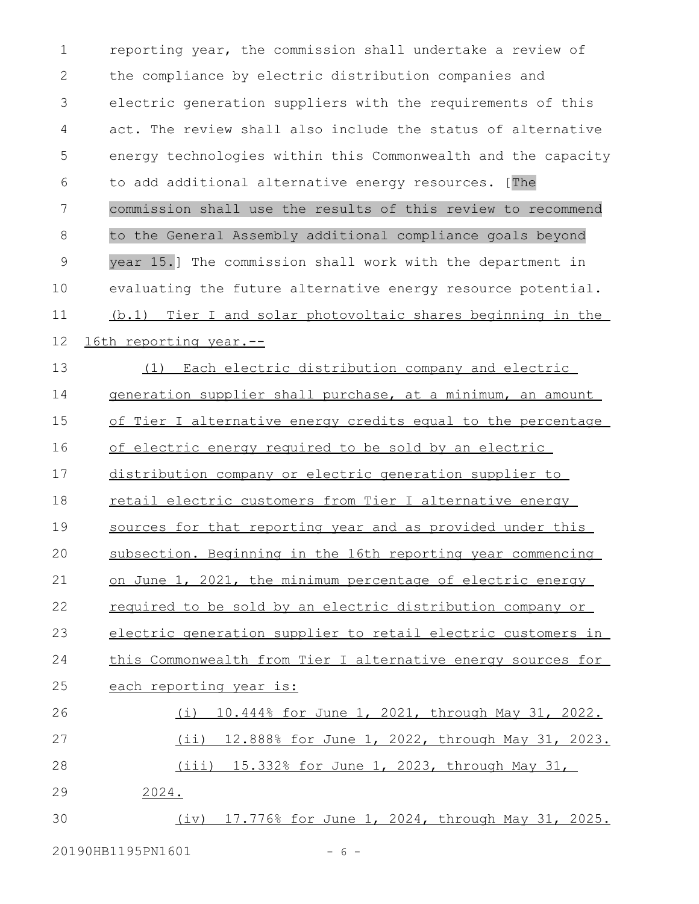reporting year, the commission shall undertake a review of the compliance by electric distribution companies and electric generation suppliers with the requirements of this act. The review shall also include the status of alternative energy technologies within this Commonwealth and the capacity to add additional alternative energy resources. [The commission shall use the results of this review to recommend to the General Assembly additional compliance goals beyond year 15.] The commission shall work with the department in evaluating the future alternative energy resource potential.

(b.1) Tier I and solar photovoltaic shares beginning in the 16th reporting year.--

(1) Each electric distribution company and electric generation supplier shall purchase, at a minimum, an amount of Tier I alternative energy credits equal to the percentage of electric energy required to be sold by an electric distribution company or electric generation supplier to retail electric customers from Tier I alternative energy sources for that reporting year and as provided under this subsection. Beginning in the 16th reporting year commencing on June 1, 2021, the minimum percentage of electric energy required to be sold by an electric distribution company or electric generation supplier to retail electric customers in this Commonwealth from Tier I alternative energy sources for each reporting year is:

(i) 10.444% for June 1, 2021, through May 31, 2022.

(ii) 12.888% for June 1, 2022, through May 31, 2023.

(iii) 15.332% for June 1, 2023, through May 31, 2024.

(iv) 17.776% for June 1, 2024, through May 31, 2025.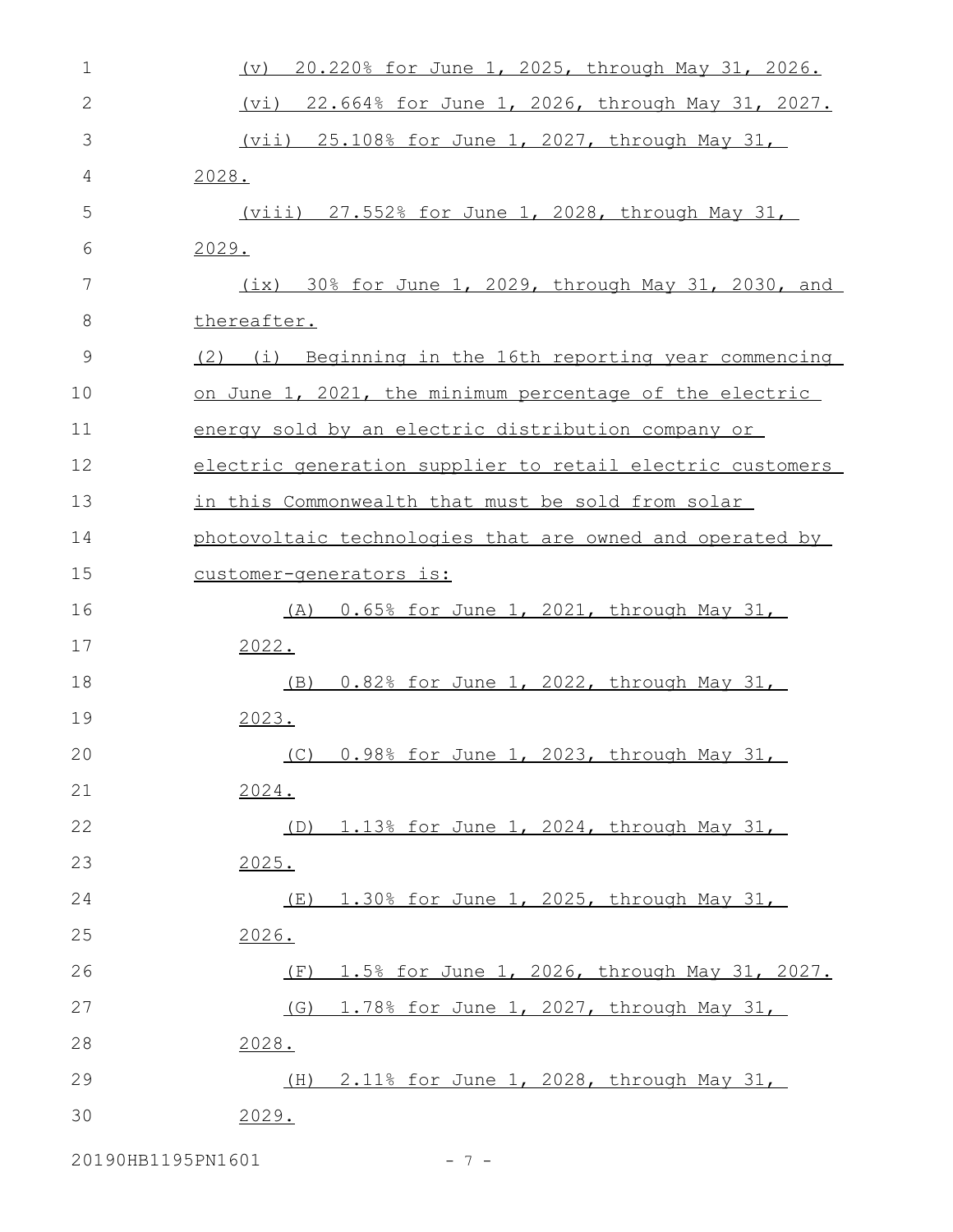(v) 20.220% for June 1, 2025, through May 31, 2026.

(vi) 22.664% for June 1, 2026, through May 31, 2027.

(vii) 25.108% for June 1, 2027, through May 31, 2028.

(viii) 27.552% for June 1, 2028, through May 31, 2029.

(ix) 30% for June 1, 2029, through May 31, 2030, and thereafter.

(2) (i) Beginning in the 16th reporting year commencing on June 1, 2021, the minimum percentage of the electric energy sold by an electric distribution company or electric generation supplier to retail electric customers in this Commonwealth that must be sold from solar photovoltaic technologies that are owned and operated by customer-generators is:

(A) 0.65% for June 1, 2021, through May 31, 2022.

(B) 0.82% for June 1, 2022, through May 31, 2023.

(C) 0.98% for June 1, 2023, through May 31, 2024.

(D) 1.13% for June 1, 2024, through May 31, 2025.

(E) 1.30% for June 1, 2025, through May 31, 2026.

(F) 1.5% for June 1, 2026, through May 31, 2027.

(G) 1.78% for June 1, 2027, through May 31, 2028.

(H) 2.11% for June 1, 2028, through May 31, 2029.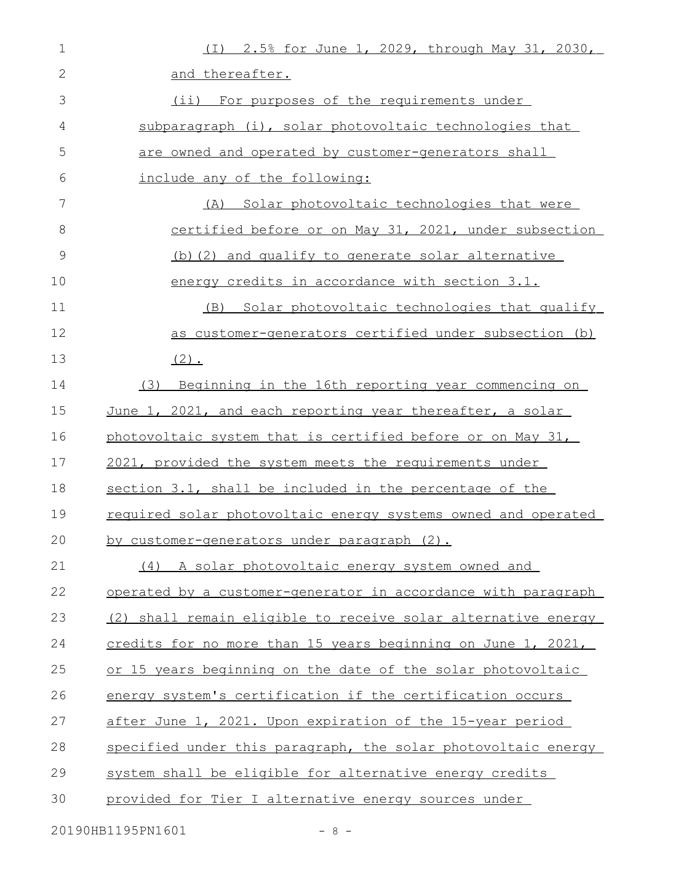(I) 2.5% for June 1, 2029, through May 31, 2030, and thereafter.

(ii) For purposes of the requirements under subparagraph (i), solar photovoltaic technologies that are owned and operated by customer-generators shall include any of the following:

(A) Solar photovoltaic technologies that were certified before or on May 31, 2021, under subsection (b)(2) and qualify to generate solar alternative energy credits in accordance with section 3.1.

(B) Solar photovoltaic technologies that qualify as customer-generators certified under subsection (b)(2).

(3) Beginning in the 16th reporting year commencing on June 1, 2021, and each reporting year thereafter, a solar photovoltaic system that is certified before or on May 31, 2021, provided the system meets the requirements under section 3.1, shall be included in the percentage of the required solar photovoltaic energy systems owned and operated by customer-generators under paragraph (2).

(4) A solar photovoltaic energy system owned and operated by a customer-generator in accordance with paragraph (2) shall remain eligible to receive solar alternative energy credits for no more than 15 years beginning on June 1, 2021, or 15 years beginning on the date of the solar photovoltaic energy system's certification if the certification occurs after June 1, 2021. Upon expiration of the 15-year period specified under this paragraph, the solar photovoltaic energy system shall be eligible for alternative energy credits provided for Tier I alternative energy sources under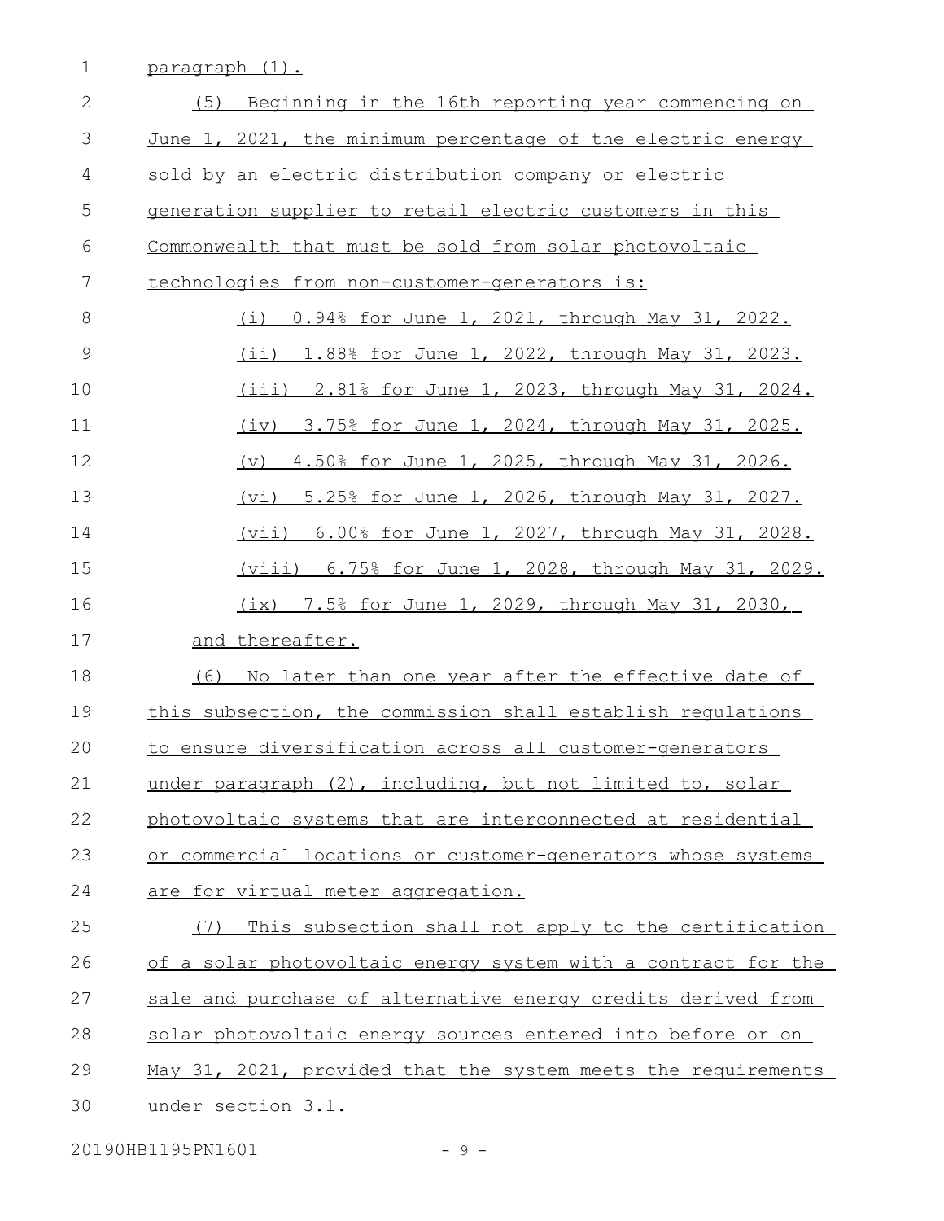paragraph (1).

(5) Beginning in the 16th reporting year commencing on June 1, 2021, the minimum percentage of the electric energy sold by an electric distribution company or electric generation supplier to retail electric customers in this Commonwealth that must be sold from solar photovoltaic technologies from non-customer-generators is:

(i) 0.94% for June 1, 2021, through May 31, 2022.

(ii) 1.88% for June 1, 2022, through May 31, 2023.

(iii) 2.81% for June 1, 2023, through May 31, 2024.

(iv) 3.75% for June 1, 2024, through May 31, 2025.

(v) 4.50% for June 1, 2025, through May 31, 2026.

(vi) 5.25% for June 1, 2026, through May 31, 2027.

(vii) 6.00% for June 1, 2027, through May 31, 2028.

(viii) 6.75% for June 1, 2028, through May 31, 2029.

(ix) 7.5% for June 1, 2029, through May 31, 2030,

and thereafter.

(6) No later than one year after the effective date of this subsection, the commission shall establish regulations to ensure diversification across all customer-generators under paragraph (2), including, but not limited to, solar photovoltaic systems that are interconnected at residential or commercial locations or customer-generators whose systems are for virtual meter aggregation.

(7) This subsection shall not apply to the certification of a solar photovoltaic energy system with a contract for the sale and purchase of alternative energy credits derived from solar photovoltaic energy sources entered into before or on May 31, 2021, provided that the system meets the requirements under section 3.1.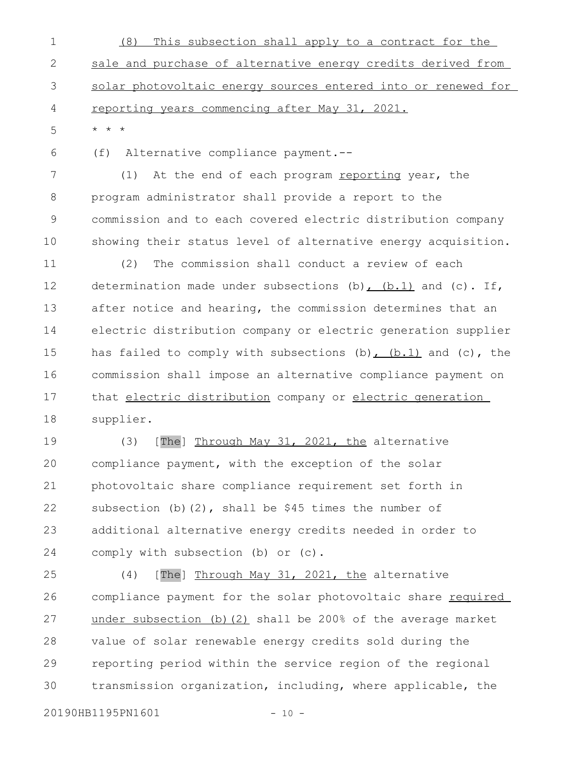(8) This subsection shall apply to a contract for the sale and purchase of alternative energy credits derived from solar photovoltaic energy sources entered into or renewed for reporting years commencing after May 31, 2021.

* * *

(f) Alternative compliance payment.--

(1) At the end of each program reporting year, the program administrator shall provide a report to the commission and to each covered electric distribution company showing their status level of alternative energy acquisition.

(2) The commission shall conduct a review of each determination made under subsections (b), (b.1) and (c). If, after notice and hearing, the commission determines that an electric distribution company or electric generation supplier has failed to comply with subsections (b), (b.1) and (c), the commission shall impose an alternative compliance payment on that electric distribution company or electric generation supplier.

(3) [The] Through May 31, 2021, the alternative compliance payment, with the exception of the solar photovoltaic share compliance requirement set forth in subsection (b)(2), shall be $45 times the number of additional alternative energy credits needed in order to comply with subsection (b) or (c).

(4) [The] Through May 31, 2021, the alternative compliance payment for the solar photovoltaic share required under subsection (b)(2) shall be 200% of the average market value of solar renewable energy credits sold during the reporting period within the service region of the regional transmission organization, including, where applicable, the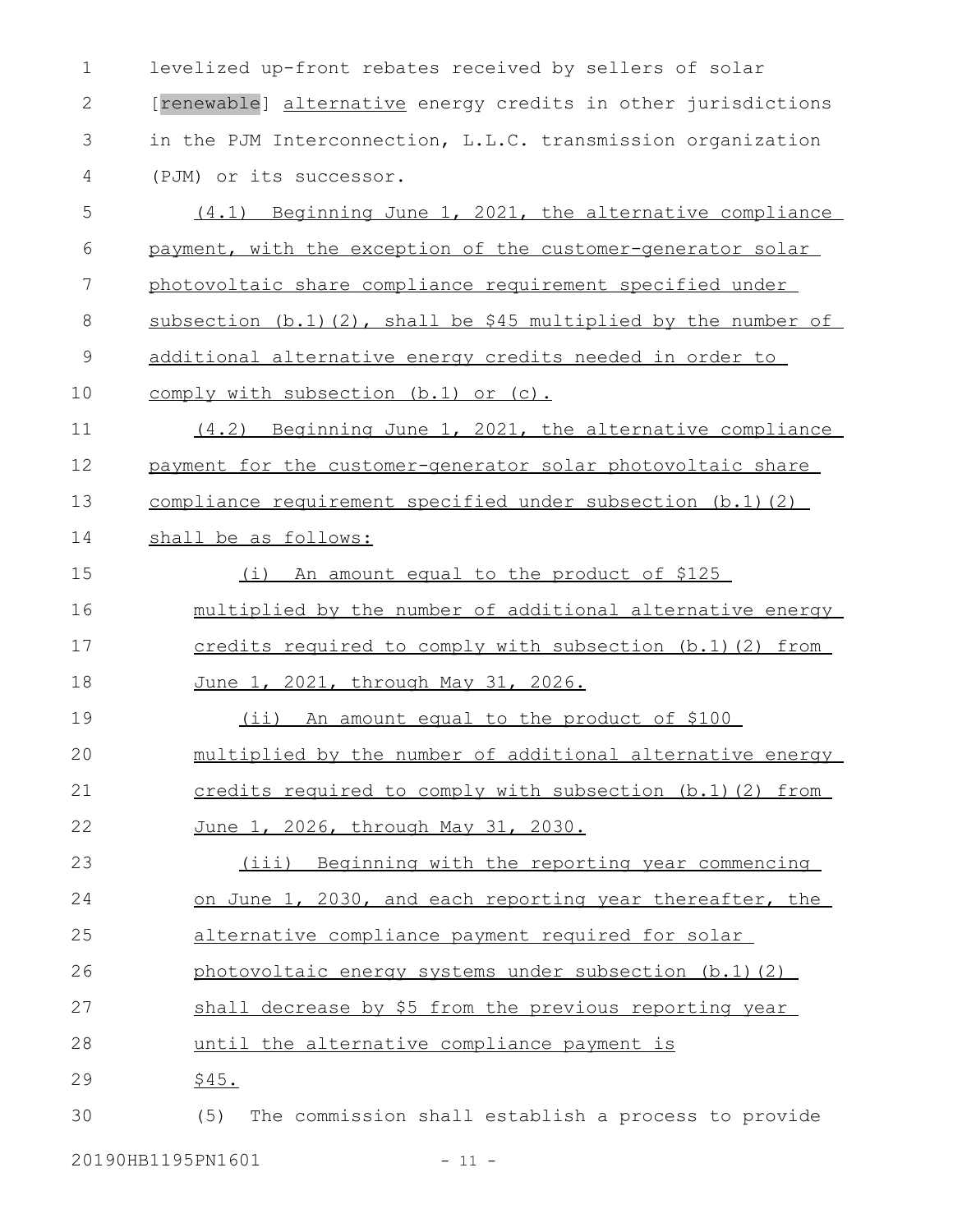levelized up-front rebates received by sellers of solar [renewable] alternative energy credits in other jurisdictions in the PJM Interconnection, L.L.C. transmission organization (PJM) or its successor.

(4.1) Beginning June 1, 2021, the alternative compliance payment, with the exception of the customer-generator solar photovoltaic share compliance requirement specified under subsection (b.1)(2), shall be $45 multiplied by the number of additional alternative energy credits needed in order to comply with subsection (b.1) or (c).

(4.2) Beginning June 1, 2021, the alternative compliance payment for the customer-generator solar photovoltaic share compliance requirement specified under subsection (b.1)(2) shall be as follows:

(i) An amount equal to the product of $125 multiplied by the number of additional alternative energy credits required to comply with subsection (b.1)(2) from June 1, 2021, through May 31, 2026.

(ii) An amount equal to the product of $100 multiplied by the number of additional alternative energy credits required to comply with subsection (b.1)(2) from June 1, 2026, through May 31, 2030.

(iii) Beginning with the reporting year commencing on June 1, 2030, and each reporting year thereafter, the alternative compliance payment required for solar photovoltaic energy systems under subsection (b.1)(2) shall decrease by $5 from the previous reporting year until the alternative compliance payment is $45.

(5) The commission shall establish a process to provide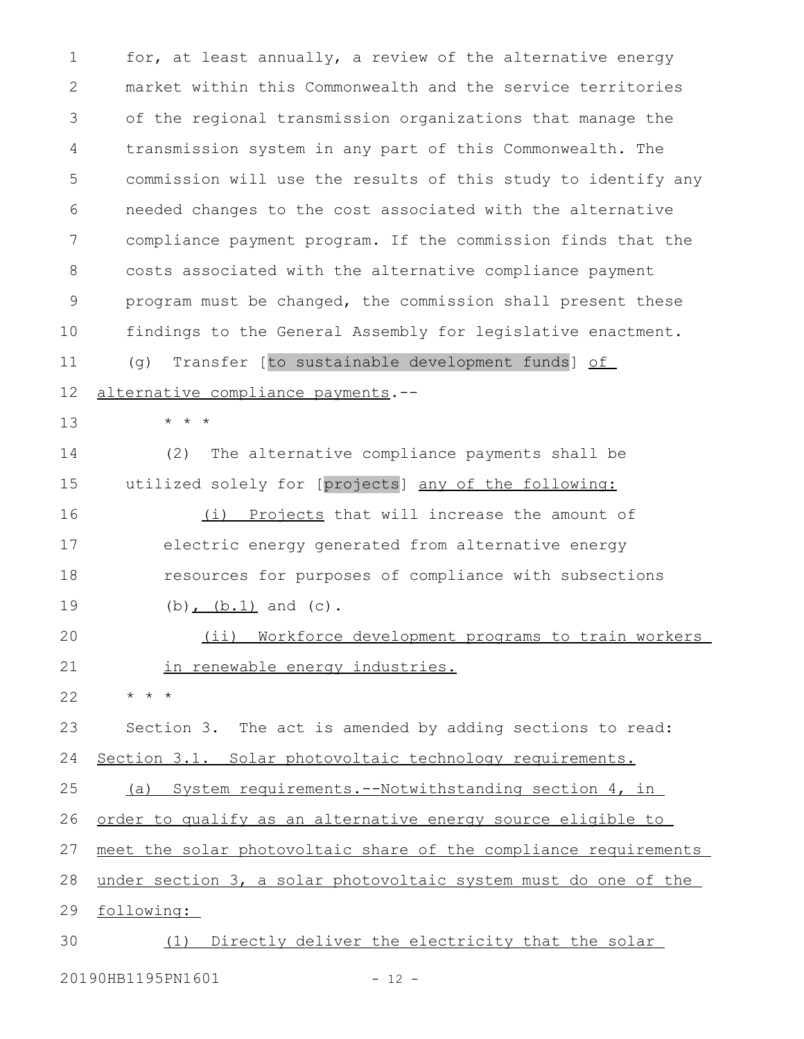for, at least annually, a review of the alternative energy market within this Commonwealth and the service territories of the regional transmission organizations that manage the transmission system in any part of this Commonwealth. The commission will use the results of this study to identify any needed changes to the cost associated with the alternative compliance payment program. If the commission finds that the costs associated with the alternative compliance payment program must be changed, the commission shall present these findings to the General Assembly for legislative enactment.

(g) Transfer [to sustainable development funds] of alternative compliance payments.--

\* \* \*

(2) The alternative compliance payments shall be utilized solely for [projects] any of the following:

(i) Projects that will increase the amount of electric energy generated from alternative energy resources for purposes of compliance with subsections (b), (b.1) and (c).

(ii) Workforce development programs to train workers in renewable energy industries.

\* \* \*

Section 3. The act is amended by adding sections to read:

Section 3.1. Solar photovoltaic technology requirements.

(a) System requirements.--Notwithstanding section 4, in order to qualify as an alternative energy source eligible to meet the solar photovoltaic share of the compliance requirements under section 3, a solar photovoltaic system must do one of the following:

(1) Directly deliver the electricity that the solar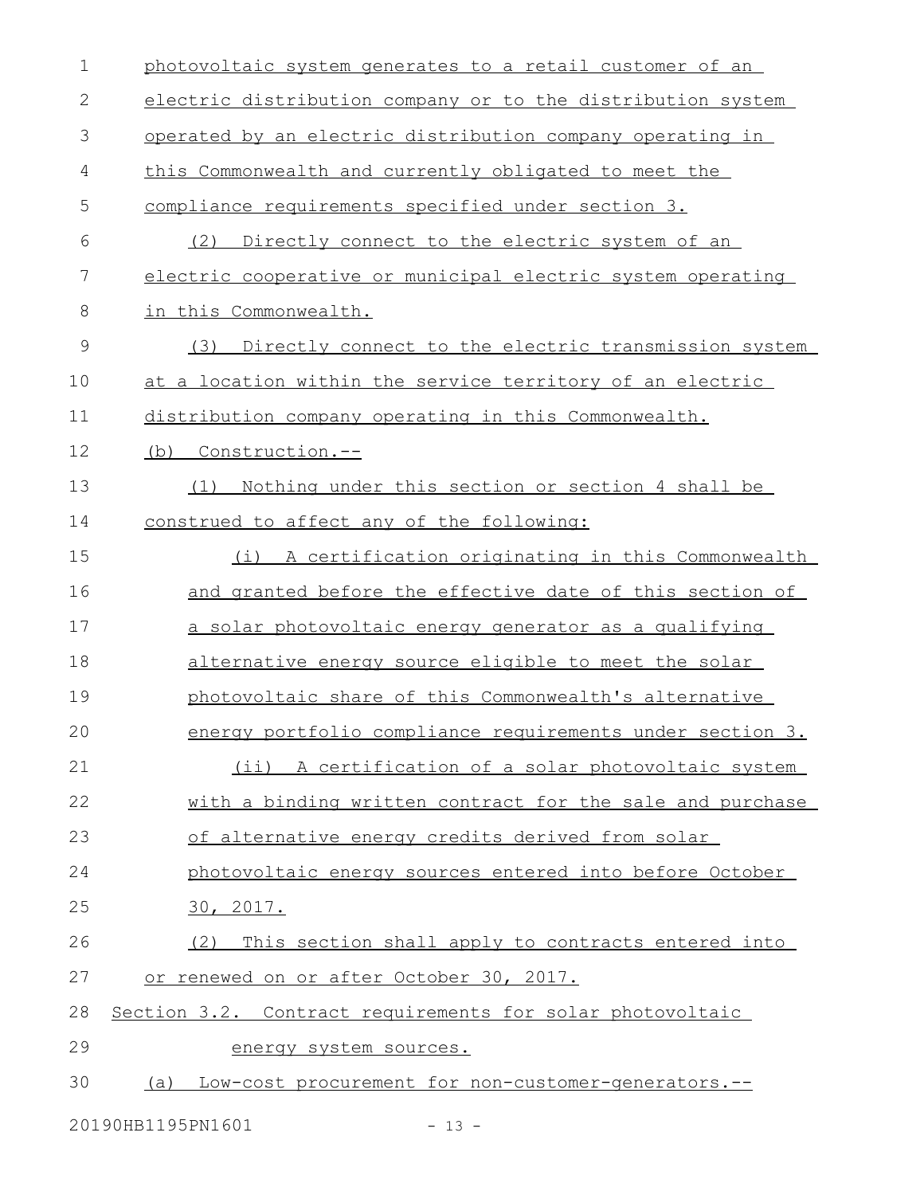photovoltaic system generates to a retail customer of an electric distribution company or to the distribution system operated by an electric distribution company operating in this Commonwealth and currently obligated to meet the compliance requirements specified under section 3.

(2) Directly connect to the electric system of an electric cooperative or municipal electric system operating in this Commonwealth.

(3) Directly connect to the electric transmission system at a location within the service territory of an electric distribution company operating in this Commonwealth.

(b) Construction.--

(1) Nothing under this section or section 4 shall be construed to affect any of the following:

(i) A certification originating in this Commonwealth and granted before the effective date of this section of a solar photovoltaic energy generator as a qualifying alternative energy source eligible to meet the solar photovoltaic share of this Commonwealth's alternative energy portfolio compliance requirements under section 3.

(ii) A certification of a solar photovoltaic system with a binding written contract for the sale and purchase of alternative energy credits derived from solar photovoltaic energy sources entered into before October 30, 2017.

(2) This section shall apply to contracts entered into or renewed on or after October 30, 2017.

Section 3.2. Contract requirements for solar photovoltaic energy system sources.

(a) Low-cost procurement for non-customer-generators.--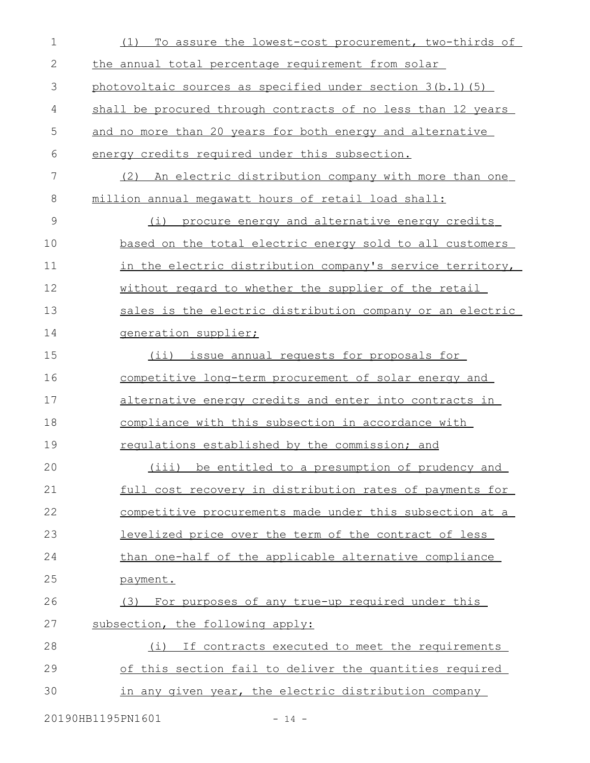(1) To assure the lowest-cost procurement, two-thirds of the annual total percentage requirement from solar photovoltaic sources as specified under section 3(b.1)(5) shall be procured through contracts of no less than 12 years and no more than 20 years for both energy and alternative energy credits required under this subsection.

(2) An electric distribution company with more than one million annual megawatt hours of retail load shall:

(i) procure energy and alternative energy credits based on the total electric energy sold to all customers in the electric distribution company's service territory, without regard to whether the supplier of the retail sales is the electric distribution company or an electric generation supplier;

(ii) issue annual requests for proposals for competitive long-term procurement of solar energy and alternative energy credits and enter into contracts in compliance with this subsection in accordance with regulations established by the commission; and

(iii) be entitled to a presumption of prudency and full cost recovery in distribution rates of payments for competitive procurements made under this subsection at a levelized price over the term of the contract of less than one-half of the applicable alternative compliance payment.

(3) For purposes of any true-up required under this subsection, the following apply:

(i) If contracts executed to meet the requirements of this section fail to deliver the quantities required in any given year, the electric distribution company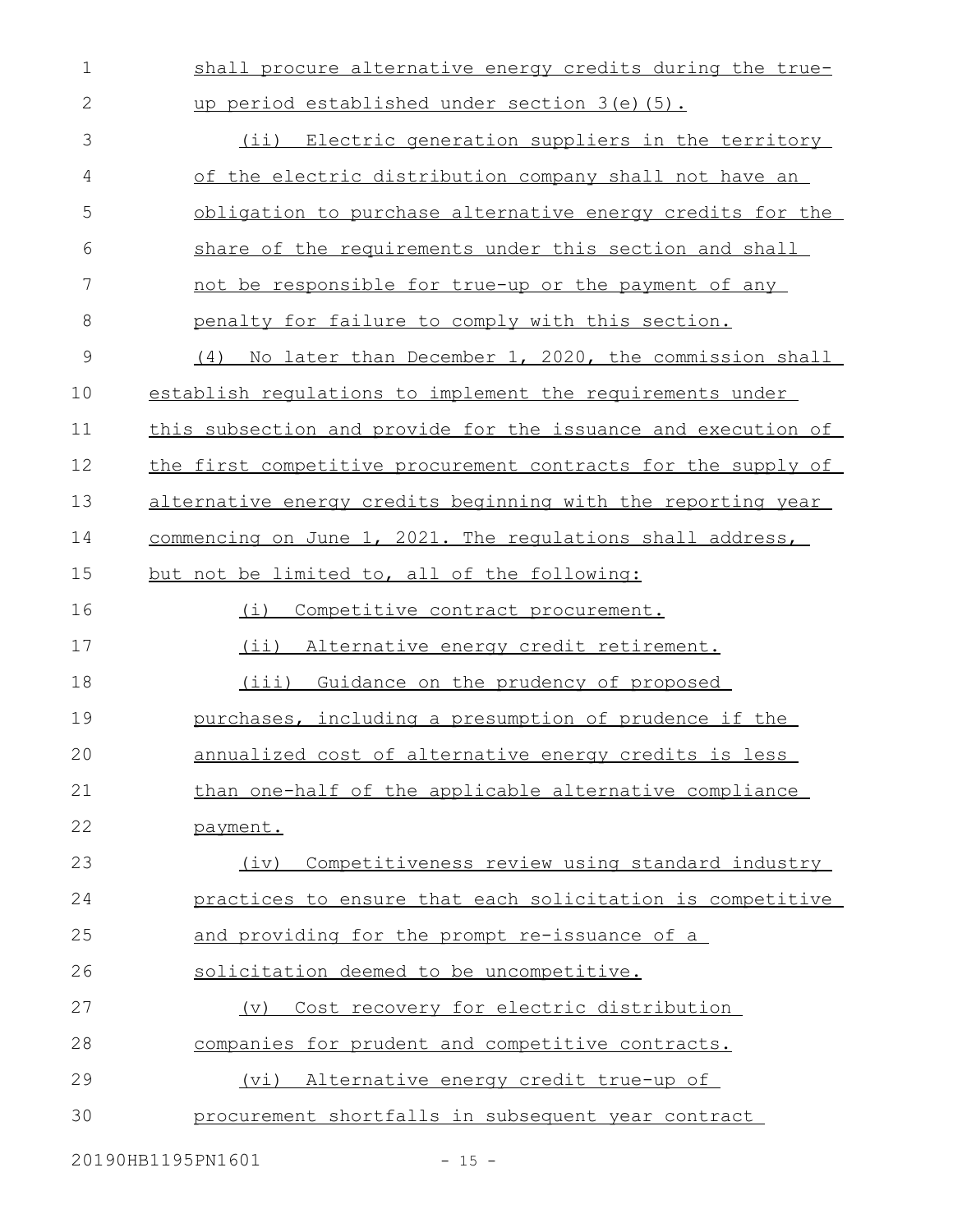shall procure alternative energy credits during the true-up period established under section 3(e)(5).

(ii) Electric generation suppliers in the territory of the electric distribution company shall not have an obligation to purchase alternative energy credits for the share of the requirements under this section and shall not be responsible for true-up or the payment of any penalty for failure to comply with this section.

(4) No later than December 1, 2020, the commission shall establish regulations to implement the requirements under this subsection and provide for the issuance and execution of the first competitive procurement contracts for the supply of alternative energy credits beginning with the reporting year commencing on June 1, 2021. The regulations shall address, but not be limited to, all of the following:

(i) Competitive contract procurement.

(ii) Alternative energy credit retirement.

(iii) Guidance on the prudency of proposed purchases, including a presumption of prudence if the annualized cost of alternative energy credits is less than one-half of the applicable alternative compliance payment.

(iv) Competitiveness review using standard industry practices to ensure that each solicitation is competitive and providing for the prompt re-issuance of a solicitation deemed to be uncompetitive.

(v) Cost recovery for electric distribution companies for prudent and competitive contracts.

(vi) Alternative energy credit true-up of procurement shortfalls in subsequent year contract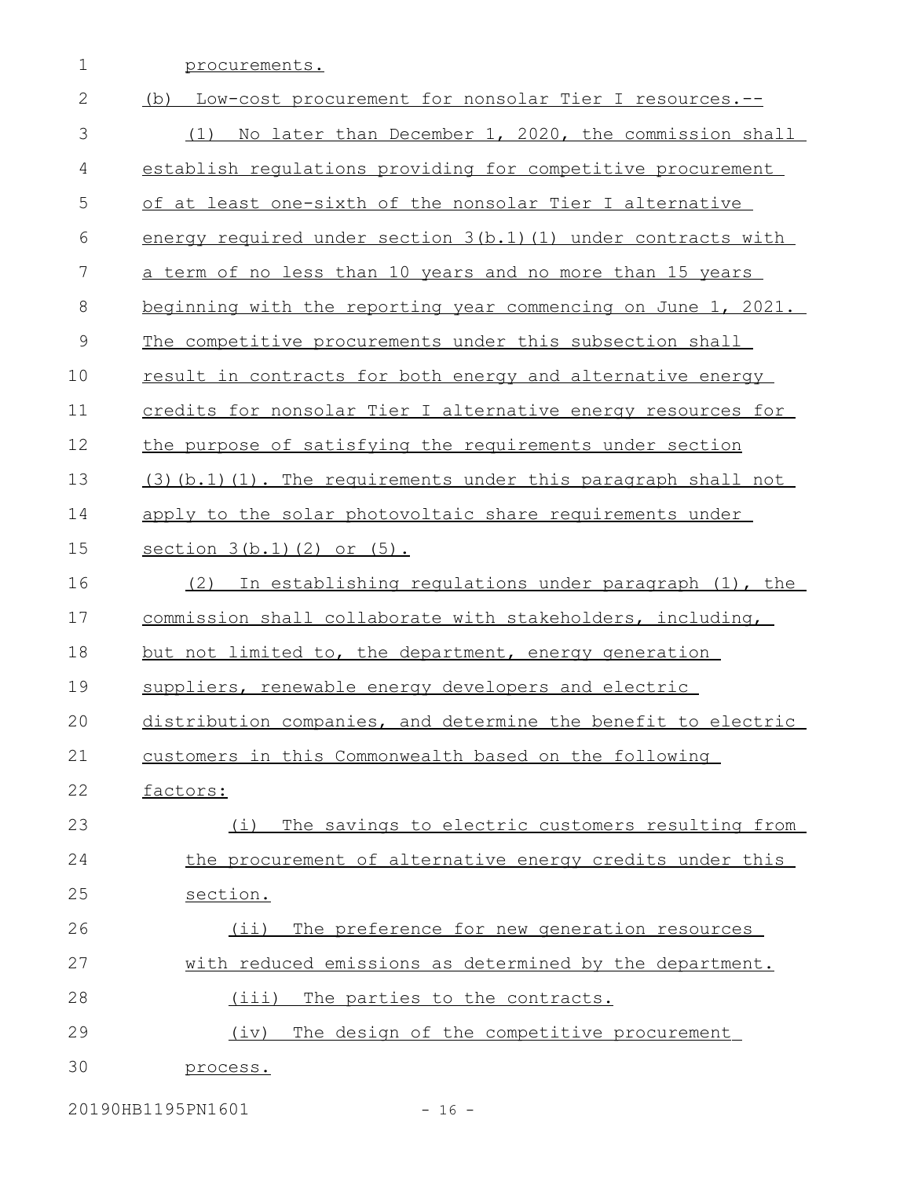procurements.

(b) Low-cost procurement for nonsolar Tier I resources.--

(1) No later than December 1, 2020, the commission shall establish regulations providing for competitive procurement of at least one-sixth of the nonsolar Tier I alternative energy required under section 3(b.1)(1) under contracts with a term of no less than 10 years and no more than 15 years beginning with the reporting year commencing on June 1, 2021. The competitive procurements under this subsection shall result in contracts for both energy and alternative energy credits for nonsolar Tier I alternative energy resources for the purpose of satisfying the requirements under section (3)(b.1)(1). The requirements under this paragraph shall not apply to the solar photovoltaic share requirements under section 3(b.1)(2) or (5).

(2) In establishing regulations under paragraph (1), the commission shall collaborate with stakeholders, including, but not limited to, the department, energy generation suppliers, renewable energy developers and electric distribution companies, and determine the benefit to electric customers in this Commonwealth based on the following factors:

(i) The savings to electric customers resulting from the procurement of alternative energy credits under this section.

(ii) The preference for new generation resources with reduced emissions as determined by the department.

(iii) The parties to the contracts.

(iv) The design of the competitive procurement process.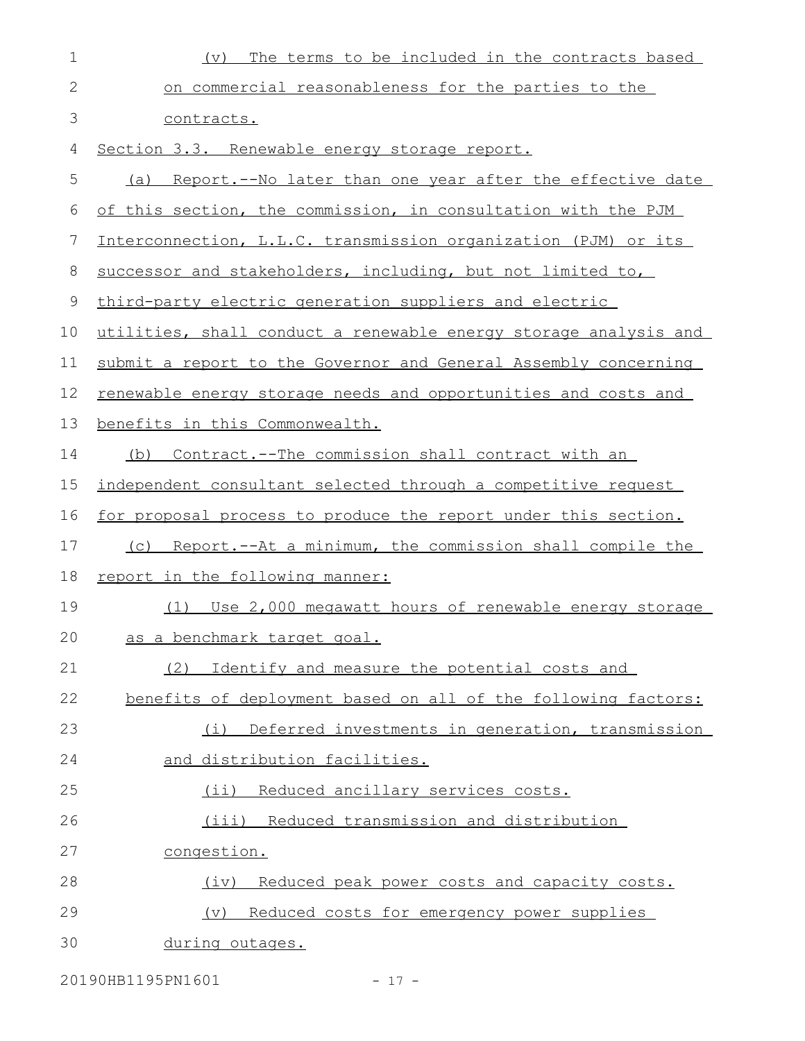(v) The terms to be included in the contracts based on commercial reasonableness for the parties to the contracts.

Section 3.3. Renewable energy storage report.

(a) Report.--No later than one year after the effective date of this section, the commission, in consultation with the PJM Interconnection, L.L.C. transmission organization (PJM) or its successor and stakeholders, including, but not limited to, third-party electric generation suppliers and electric utilities, shall conduct a renewable energy storage analysis and submit a report to the Governor and General Assembly concerning renewable energy storage needs and opportunities and costs and benefits in this Commonwealth.

(b) Contract.--The commission shall contract with an independent consultant selected through a competitive request for proposal process to produce the report under this section.

(c) Report.--At a minimum, the commission shall compile the report in the following manner:

(1) Use 2,000 megawatt hours of renewable energy storage as a benchmark target goal.

(2) Identify and measure the potential costs and benefits of deployment based on all of the following factors:

(i) Deferred investments in generation, transmission and distribution facilities.

(ii) Reduced ancillary services costs.

(iii) Reduced transmission and distribution congestion.

(iv) Reduced peak power costs and capacity costs.

(v) Reduced costs for emergency power supplies during outages.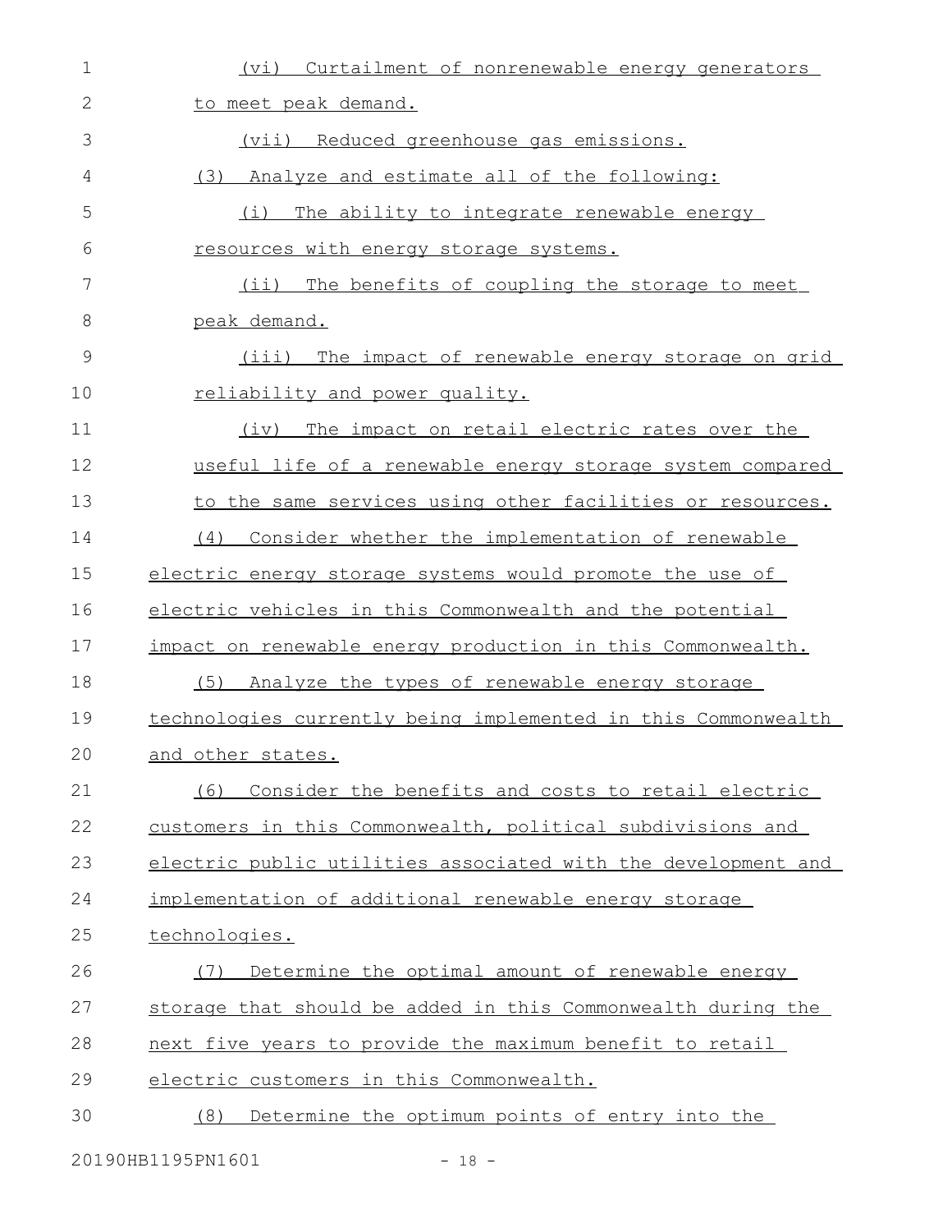(vi) Curtailment of nonrenewable energy generators to meet peak demand.

(vii) Reduced greenhouse gas emissions.

(3) Analyze and estimate all of the following:

(i) The ability to integrate renewable energy resources with energy storage systems.

(ii) The benefits of coupling the storage to meet peak demand.

(iii) The impact of renewable energy storage on grid reliability and power quality.

(iv) The impact on retail electric rates over the useful life of a renewable energy storage system compared to the same services using other facilities or resources.

(4) Consider whether the implementation of renewable electric energy storage systems would promote the use of electric vehicles in this Commonwealth and the potential impact on renewable energy production in this Commonwealth.

(5) Analyze the types of renewable energy storage technologies currently being implemented in this Commonwealth and other states.

(6) Consider the benefits and costs to retail electric customers in this Commonwealth, political subdivisions and electric public utilities associated with the development and implementation of additional renewable energy storage technologies.

(7) Determine the optimal amount of renewable energy storage that should be added in this Commonwealth during the next five years to provide the maximum benefit to retail electric customers in this Commonwealth.

(8) Determine the optimum points of entry into the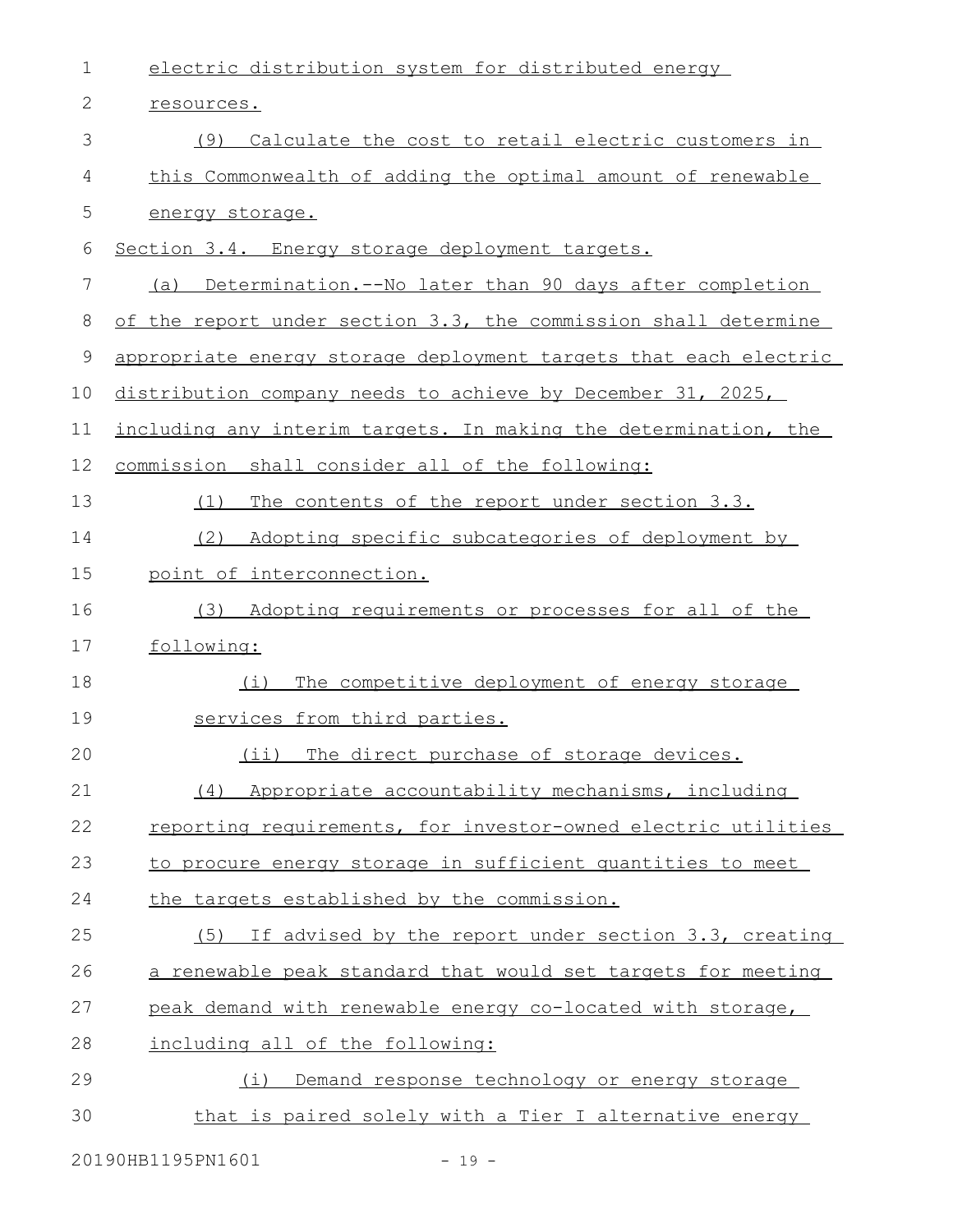electric distribution system for distributed energy resources.

(9) Calculate the cost to retail electric customers in this Commonwealth of adding the optimal amount of renewable energy storage.

Section 3.4. Energy storage deployment targets.

(a) Determination.--No later than 90 days after completion of the report under section 3.3, the commission shall determine appropriate energy storage deployment targets that each electric distribution company needs to achieve by December 31, 2025, including any interim targets. In making the determination, the commission shall consider all of the following:

(1) The contents of the report under section 3.3.

(2) Adopting specific subcategories of deployment by point of interconnection.

(3) Adopting requirements or processes for all of the following:

(i) The competitive deployment of energy storage services from third parties.

(ii) The direct purchase of storage devices.

(4) Appropriate accountability mechanisms, including reporting requirements, for investor-owned electric utilities to procure energy storage in sufficient quantities to meet the targets established by the commission.

(5) If advised by the report under section 3.3, creating a renewable peak standard that would set targets for meeting peak demand with renewable energy co-located with storage, including all of the following:

(i) Demand response technology or energy storage that is paired solely with a Tier I alternative energy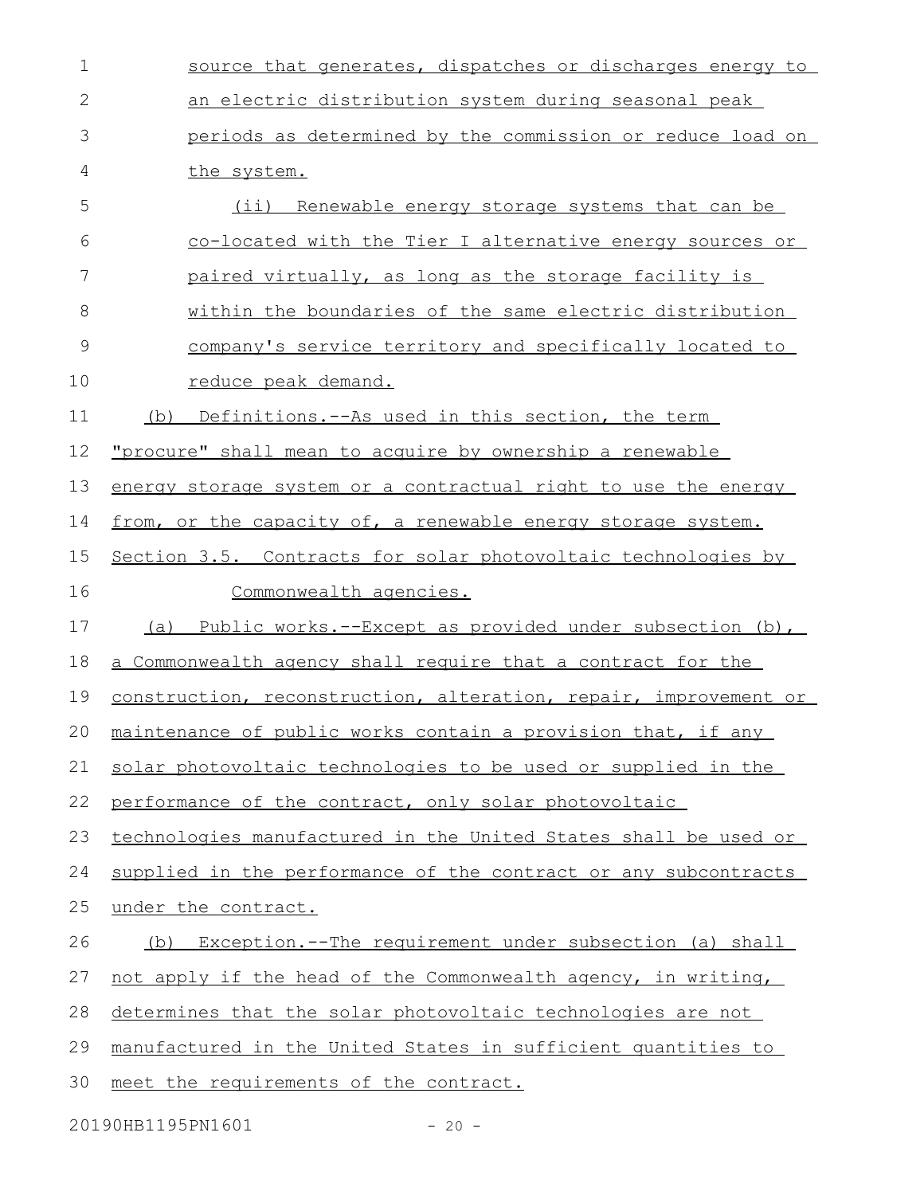source that generates, dispatches or discharges energy to an electric distribution system during seasonal peak periods as determined by the commission or reduce load on the system.

(ii) Renewable energy storage systems that can be co-located with the Tier I alternative energy sources or paired virtually, as long as the storage facility is within the boundaries of the same electric distribution company's service territory and specifically located to reduce peak demand.

(b) Definitions.--As used in this section, the term "procure" shall mean to acquire by ownership a renewable energy storage system or a contractual right to use the energy from, or the capacity of, a renewable energy storage system.

Section 3.5. Contracts for solar photovoltaic technologies by Commonwealth agencies.

(a) Public works.--Except as provided under subsection (b), a Commonwealth agency shall require that a contract for the construction, reconstruction, alteration, repair, improvement or maintenance of public works contain a provision that, if any solar photovoltaic technologies to be used or supplied in the performance of the contract, only solar photovoltaic technologies manufactured in the United States shall be used or supplied in the performance of the contract or any subcontracts under the contract.

(b) Exception.--The requirement under subsection (a) shall not apply if the head of the Commonwealth agency, in writing, determines that the solar photovoltaic technologies are not manufactured in the United States in sufficient quantities to meet the requirements of the contract.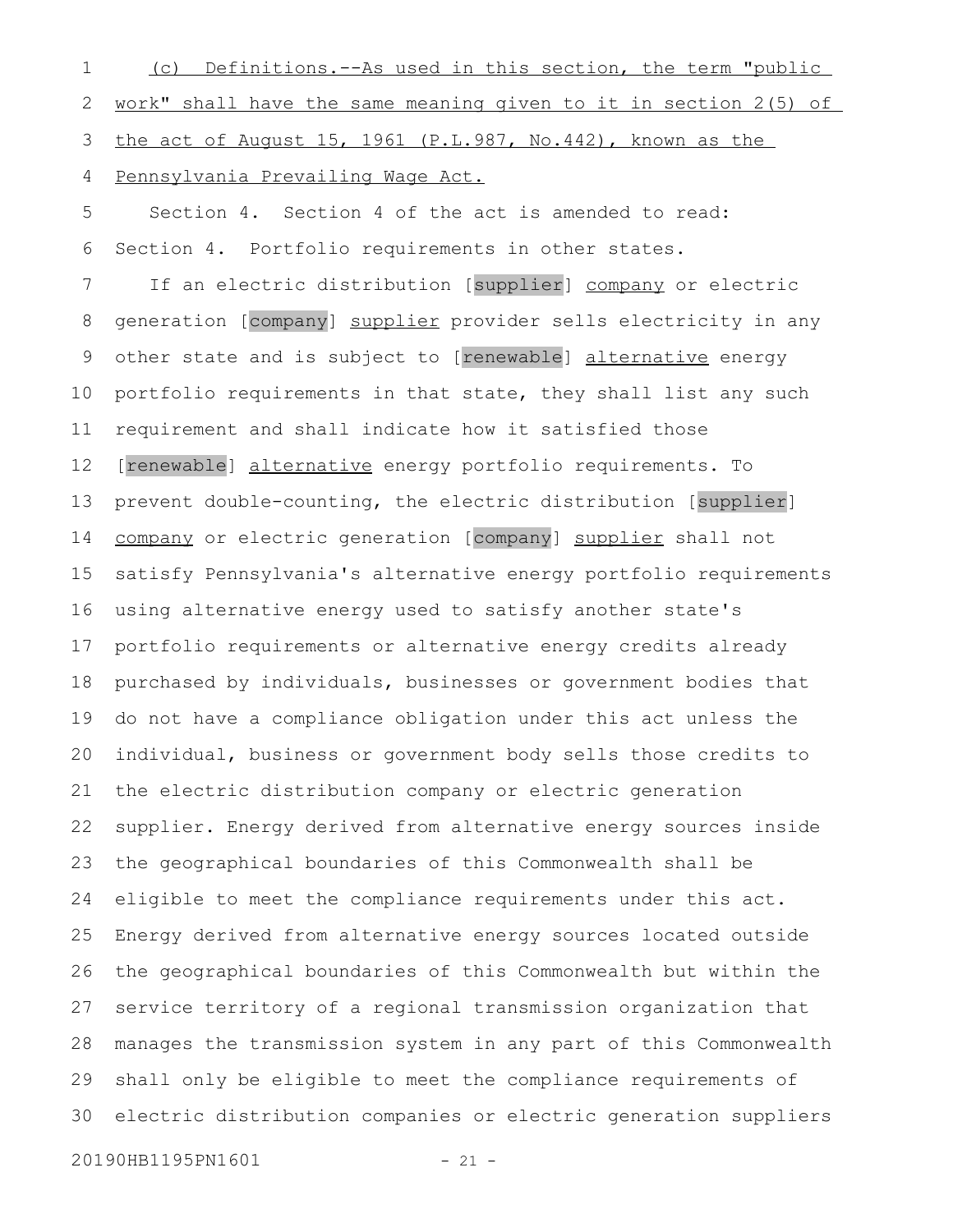(c) Definitions.--As used in this section, the term "public work" shall have the same meaning given to it in section 2(5) of the act of August 15, 1961 (P.L.987, No.442), known as the Pennsylvania Prevailing Wage Act.

Section 4. Section 4 of the act is amended to read:

Section 4. Portfolio requirements in other states.

If an electric distribution [supplier] company or electric generation [company] supplier provider sells electricity in any other state and is subject to [renewable] alternative energy portfolio requirements in that state, they shall list any such requirement and shall indicate how it satisfied those [renewable] alternative energy portfolio requirements. To prevent double-counting, the electric distribution [supplier] company or electric generation [company] supplier shall not satisfy Pennsylvania's alternative energy portfolio requirements using alternative energy used to satisfy another state's portfolio requirements or alternative energy credits already purchased by individuals, businesses or government bodies that do not have a compliance obligation under this act unless the individual, business or government body sells those credits to the electric distribution company or electric generation supplier. Energy derived from alternative energy sources inside the geographical boundaries of this Commonwealth shall be eligible to meet the compliance requirements under this act. Energy derived from alternative energy sources located outside the geographical boundaries of this Commonwealth but within the service territory of a regional transmission organization that manages the transmission system in any part of this Commonwealth shall only be eligible to meet the compliance requirements of electric distribution companies or electric generation suppliers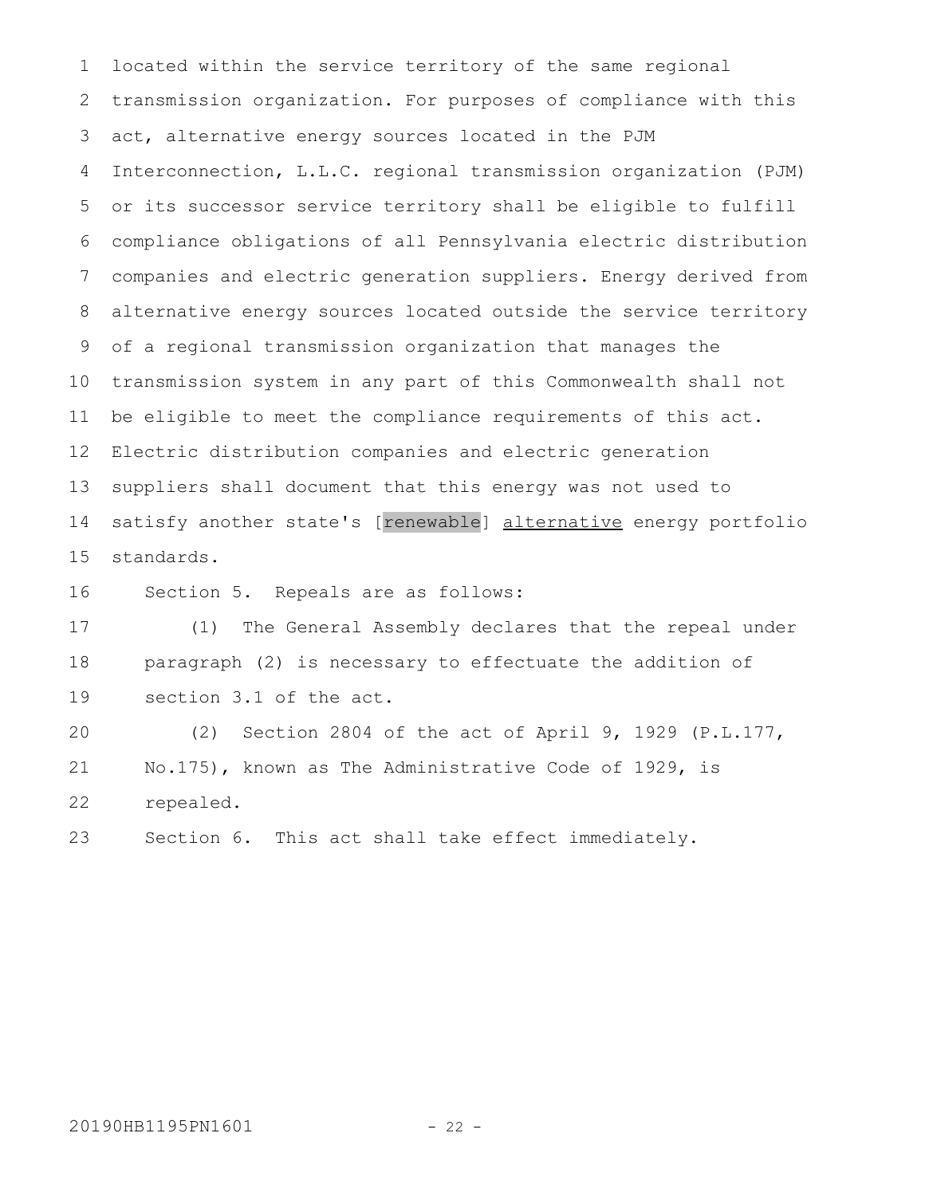located within the service territory of the same regional transmission organization. For purposes of compliance with this act, alternative energy sources located in the PJM Interconnection, L.L.C. regional transmission organization (PJM) or its successor service territory shall be eligible to fulfill compliance obligations of all Pennsylvania electric distribution companies and electric generation suppliers. Energy derived from alternative energy sources located outside the service territory of a regional transmission organization that manages the transmission system in any part of this Commonwealth shall not be eligible to meet the compliance requirements of this act. Electric distribution companies and electric generation suppliers shall document that this energy was not used to satisfy another state's [renewable] <u>alternative</u> energy portfolio standards.

Section 5. Repeals are as follows:

(1) The General Assembly declares that the repeal under paragraph (2) is necessary to effectuate the addition of section 3.1 of the act.

(2) Section 2804 of the act of April 9, 1929 (P.L.177, No.175), known as The Administrative Code of 1929, is repealed.

Section 6. This act shall take effect immediately.